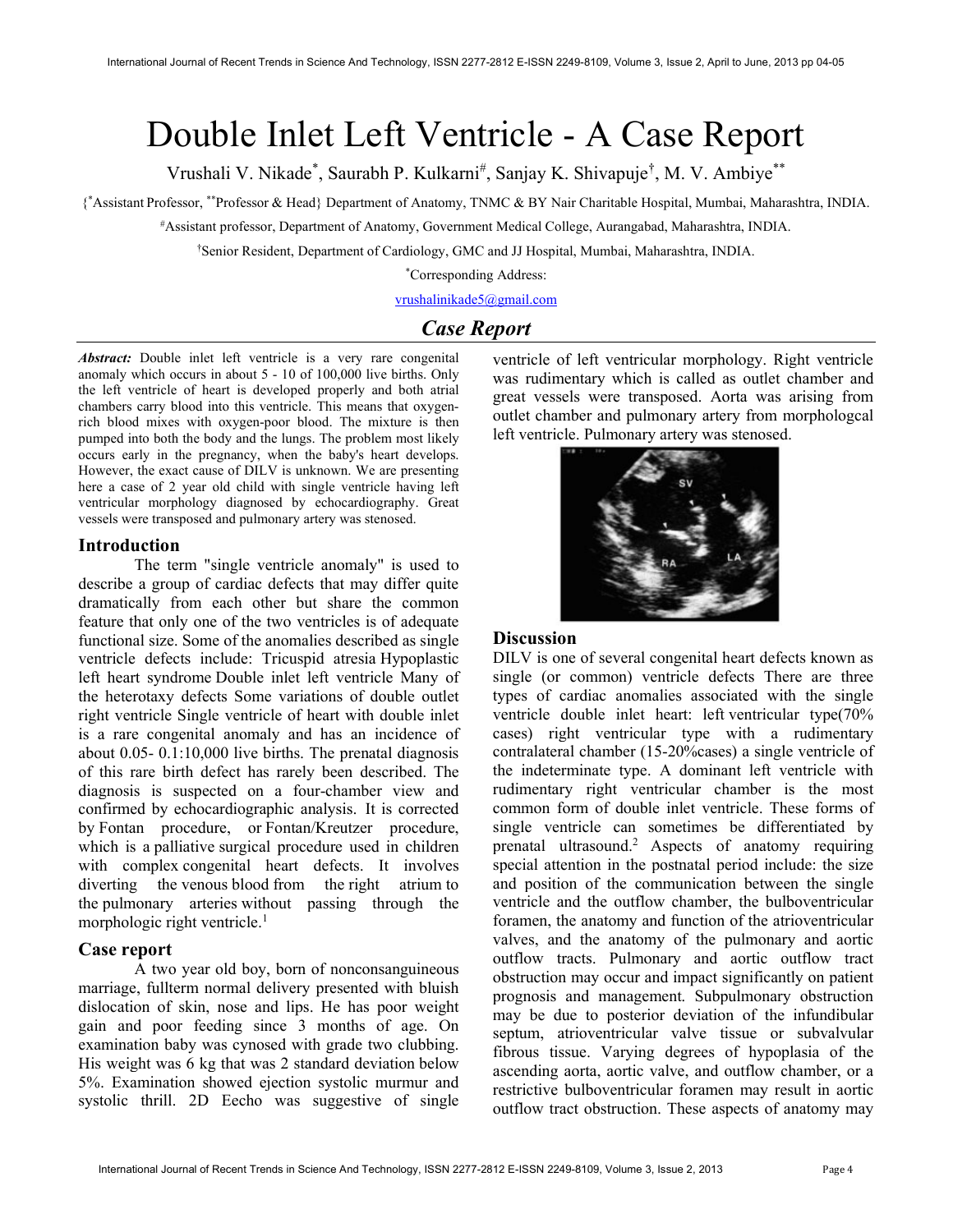# Double Inlet Left Ventricle - A Case Report

Vrushali V. Nikade[*], Saurabh P. Kulkarni[#], Sanjay K. Shivapuje[†], M. V. Ambiye[**]

{[*]Assistant Professor, [**]Professor & Head} Department of Anatomy, TNMC & BY Nair Charitable Hospital, Mumbai, Maharashtra, INDIA.

[#]Assistant professor, Department of Anatomy, Government Medical College, Aurangabad, Maharashtra, INDIA.

[†]Senior Resident, Department of Cardiology, GMC and JJ Hospital, Mumbai, Maharashtra, INDIA.

[*]Corresponding Address:

vrushalinikade5@gmail.com

## *Case Report*

***Abstract:*** Double inlet left ventricle is a very rare congenital anomaly which occurs in about 5 - 10 of 100,000 live births. Only the left ventricle of heart is developed properly and both atrial chambers carry blood into this ventricle. This means that oxygen-rich blood mixes with oxygen-poor blood. The mixture is then pumped into both the body and the lungs. The problem most likely occurs early in the pregnancy, when the baby's heart develops. However, the exact cause of DILV is unknown. We are presenting here a case of 2 year old child with single ventricle having left ventricular morphology diagnosed by echocardiography. Great vessels were transposed and pulmonary artery was stenosed.

## Introduction

The term "single ventricle anomaly" is used to describe a group of cardiac defects that may differ quite dramatically from each other but share the common feature that only one of the two ventricles is of adequate functional size. Some of the anomalies described as single ventricle defects include: Tricuspid atresia Hypoplastic left heart syndrome Double inlet left ventricle Many of the heterotaxy defects Some variations of double outlet right ventricle Single ventricle of heart with double inlet is a rare congenital anomaly and has an incidence of about 0.05- 0.1:10,000 live births. The prenatal diagnosis of this rare birth defect has rarely been described. The diagnosis is suspected on a four-chamber view and confirmed by echocardiographic analysis. It is corrected by Fontan procedure, or Fontan/Kreutzer procedure, which is a palliative surgical procedure used in children with complex congenital heart defects. It involves diverting the venous blood from the right atrium to the pulmonary arteries without passing through the morphologic right ventricle.[1]

## Case report

A two year old boy, born of nonconsanguineous marriage, fullterm normal delivery presented with bluish dislocation of skin, nose and lips. He has poor weight gain and poor feeding since 3 months of age. On examination baby was cynosed with grade two clubbing. His weight was 6 kg that was 2 standard deviation below 5%. Examination showed ejection systolic murmur and systolic thrill. 2D Eecho was suggestive of single ventricle of left ventricular morphology. Right ventricle was rudimentary which is called as outlet chamber and great vessels were transposed. Aorta was arising from outlet chamber and pulmonary artery from morphologcal left ventricle. Pulmonary artery was stenosed.

## Discussion

DILV is one of several congenital heart defects known as single (or common) ventricle defects There are three types of cardiac anomalies associated with the single ventricle double inlet heart: left ventricular type(70% cases) right ventricular type with a rudimentary contralateral chamber (15-20%cases) a single ventricle of the indeterminate type. A dominant left ventricle with rudimentary right ventricular chamber is the most common form of double inlet ventricle. These forms of single ventricle can sometimes be differentiated by prenatal ultrasound.[2] Aspects of anatomy requiring special attention in the postnatal period include: the size and position of the communication between the single ventricle and the outflow chamber, the bulboventricular foramen, the anatomy and function of the atrioventricular valves, and the anatomy of the pulmonary and aortic outflow tracts. Pulmonary and aortic outflow tract obstruction may occur and impact significantly on patient prognosis and management. Subpulmonary obstruction may be due to posterior deviation of the infundibular septum, atrioventricular valve tissue or subvalvular fibrous tissue. Varying degrees of hypoplasia of the ascending aorta, aortic valve, and outflow chamber, or a restrictive bulboventricular foramen may result in aortic outflow tract obstruction. These aspects of anatomy may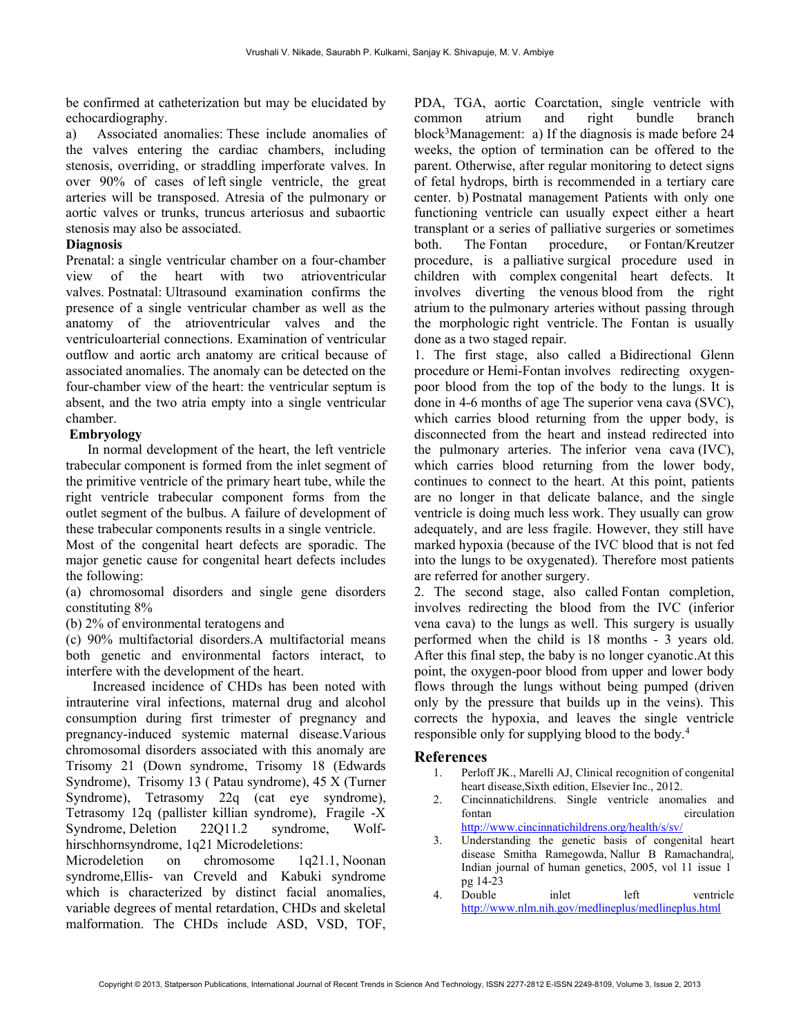be confirmed at catheterization but may be elucidated by echocardiography.

a) Associated anomalies: These include anomalies of the valves entering the cardiac chambers, including stenosis, overriding, or straddling imperforate valves. In over 90% of cases of left single ventricle, the great arteries will be transposed. Atresia of the pulmonary or aortic valves or trunks, truncus arteriosus and subaortic stenosis may also be associated.

### Diagnosis

Prenatal: a single ventricular chamber on a four-chamber view of the heart with two atrioventricular valves. Postnatal: Ultrasound examination confirms the presence of a single ventricular chamber as well as the anatomy of the atrioventricular valves and the ventriculoarterial connections. Examination of ventricular outflow and aortic arch anatomy are critical because of associated anomalies. The anomaly can be detected on the four-chamber view of the heart: the ventricular septum is absent, and the two atria empty into a single ventricular chamber.

### Embryology

In normal development of the heart, the left ventricle trabecular component is formed from the inlet segment of the primitive ventricle of the primary heart tube, while the right ventricle trabecular component forms from the outlet segment of the bulbus. A failure of development of these trabecular components results in a single ventricle.

Most of the congenital heart defects are sporadic. The major genetic cause for congenital heart defects includes the following:

(a) chromosomal disorders and single gene disorders constituting 8%

(b) 2% of environmental teratogens and

(c) 90% multifactorial disorders.A multifactorial means both genetic and environmental factors interact, to interfere with the development of the heart.

Increased incidence of CHDs has been noted with intrauterine viral infections, maternal drug and alcohol consumption during first trimester of pregnancy and pregnancy-induced systemic maternal disease.Various chromosomal disorders associated with this anomaly are Trisomy 21 (Down syndrome, Trisomy 18 (Edwards Syndrome), Trisomy 13 ( Patau syndrome), 45 X (Turner Syndrome), Tetrasomy 22q (cat eye syndrome), Tetrasomy 12q (pallister killian syndrome), Fragile -X Syndrome, Deletion 22Q11.2 syndrome, Wolf-hirschhornsyndrome, 1q21 Microdeletions: Microdeletion on chromosome 1q21.1, Noonan syndrome,Ellis- van Creveld and Kabuki syndrome which is characterized by distinct facial anomalies, variable degrees of mental retardation, CHDs and skeletal malformation. The CHDs include ASD, VSD, TOF, PDA, TGA, aortic Coarctation, single ventricle with common atrium and right bundle branch block[3]Management: a) If the diagnosis is made before 24 weeks, the option of termination can be offered to the parent. Otherwise, after regular monitoring to detect signs of fetal hydrops, birth is recommended in a tertiary care center. b) Postnatal management Patients with only one functioning ventricle can usually expect either a heart transplant or a series of palliative surgeries or sometimes both. The Fontan procedure, or Fontan/Kreutzer procedure, is a palliative surgical procedure used in children with complex congenital heart defects. It involves diverting the venous blood from the right atrium to the pulmonary arteries without passing through the morphologic right ventricle. The Fontan is usually done as a two staged repair.

1. The first stage, also called a Bidirectional Glenn procedure or Hemi-Fontan involves redirecting oxygen-poor blood from the top of the body to the lungs. It is done in 4-6 months of age The superior vena cava (SVC), which carries blood returning from the upper body, is disconnected from the heart and instead redirected into the pulmonary arteries. The inferior vena cava (IVC), which carries blood returning from the lower body, continues to connect to the heart. At this point, patients are no longer in that delicate balance, and the single ventricle is doing much less work. They usually can grow adequately, and are less fragile. However, they still have marked hypoxia (because of the IVC blood that is not fed into the lungs to be oxygenated). Therefore most patients are referred for another surgery.

2. The second stage, also called Fontan completion, involves redirecting the blood from the IVC (inferior vena cava) to the lungs as well. This surgery is usually performed when the child is 18 months - 3 years old. After this final step, the baby is no longer cyanotic.At this point, the oxygen-poor blood from upper and lower body flows through the lungs without being pumped (driven only by the pressure that builds up in the veins). This corrects the hypoxia, and leaves the single ventricle responsible only for supplying blood to the body.[4]

## References

1. Perloff JK., Marelli AJ, Clinical recognition of congenital heart disease,Sixth edition, Elsevier Inc., 2012.
2. Cincinnatichildrens. Single ventricle anomalies and fontan circulation http://www.cincinnatichildrens.org/health/s/sv/
3. Understanding the genetic basis of congenital heart disease Smitha Ramegowda, Nallur B Ramachandra|, Indian journal of human genetics, 2005, vol 11 issue 1 pg 14-23
4. Double inlet left ventricle http://www.nlm.nih.gov/medlineplus/medlineplus.html